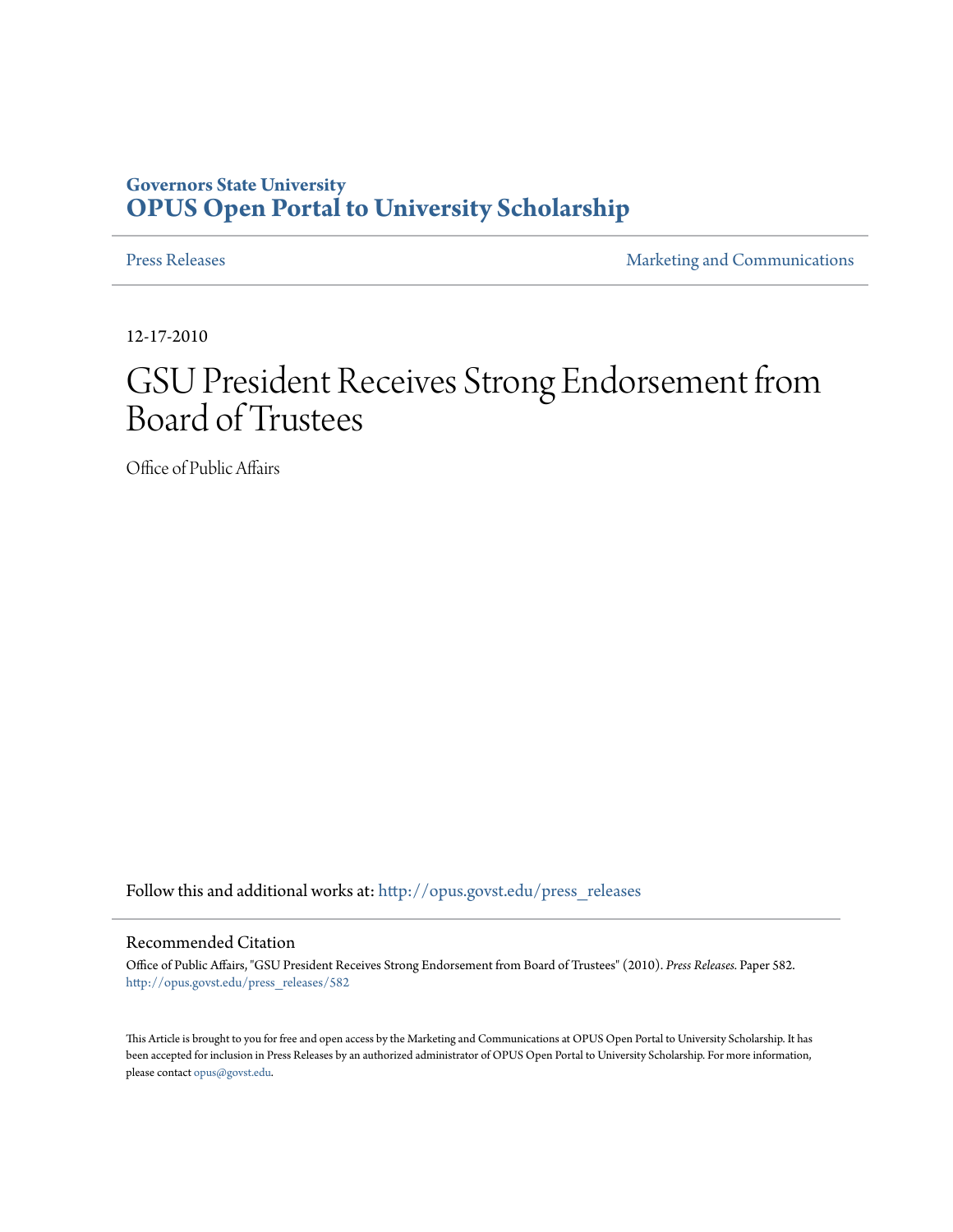Governors State University

**OPUS Open Portal to University Scholarship**

Press Releases

Marketing and Communications

12-17-2010

# GSU President Receives Strong Endorsement from Board of Trustees

Office of Public Affairs

Follow this and additional works at: http://opus.govst.edu/press_releases

## Recommended Citation

Office of Public Affairs, "GSU President Receives Strong Endorsement from Board of Trustees" (2010). *Press Releases.* Paper 582.
http://opus.govst.edu/press_releases/582

This Article is brought to you for free and open access by the Marketing and Communications at OPUS Open Portal to University Scholarship. It has been accepted for inclusion in Press Releases by an authorized administrator of OPUS Open Portal to University Scholarship. For more information, please contact opus@govst.edu.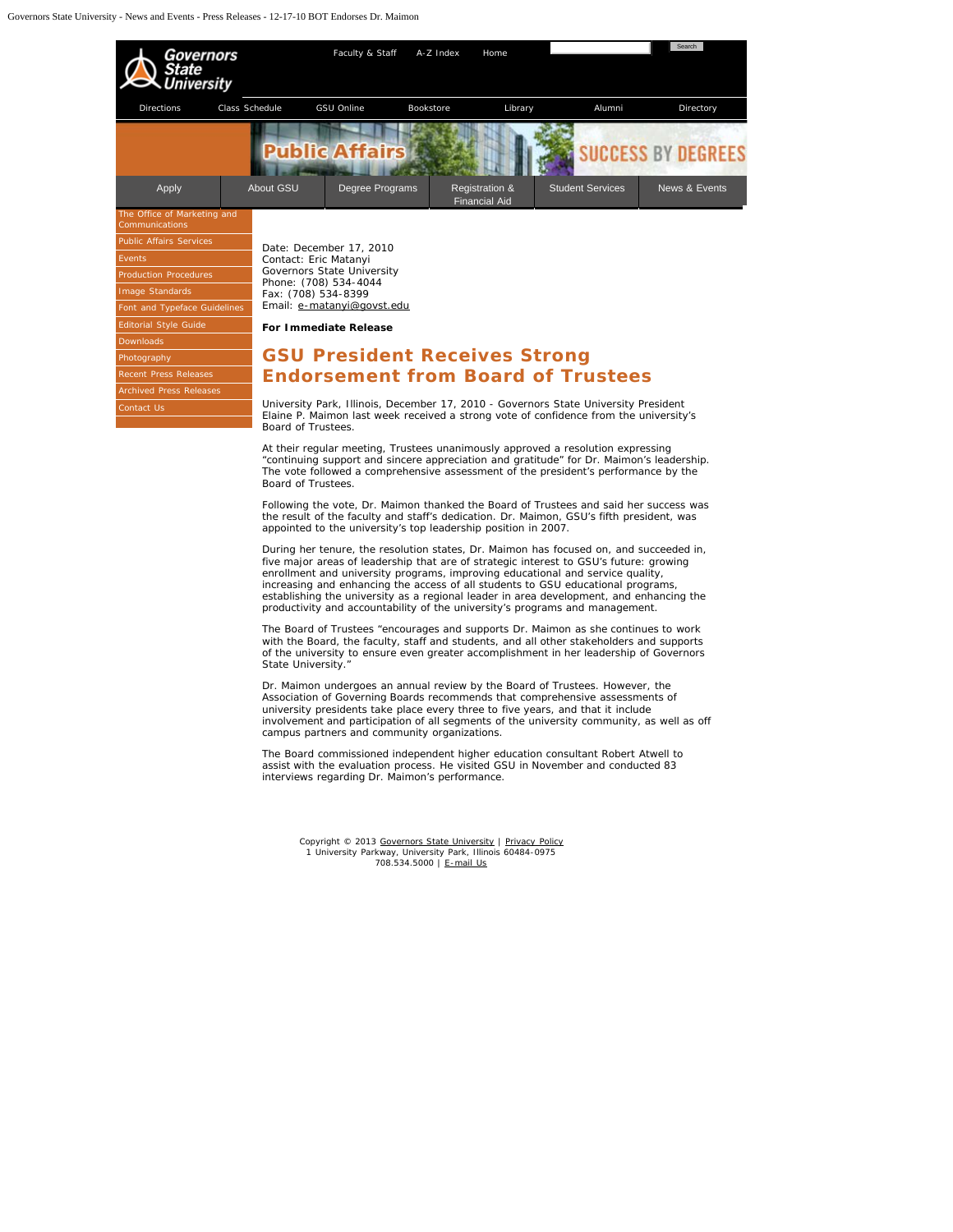Date: December 17, 2010
Contact: Eric Matanyi
Governors State University
Phone: (708) 534-4044
Fax: (708) 534-8399
Email: e-matanyi@govst.edu

**For Immediate Release**

# GSU President Receives Strong Endorsement from Board of Trustees

University Park, Illinois, December 17, 2010 - Governors State University President Elaine P. Maimon last week received a strong vote of confidence from the university's Board of Trustees.

At their regular meeting, Trustees unanimously approved a resolution expressing "continuing support and sincere appreciation and gratitude" for Dr. Maimon's leadership. The vote followed a comprehensive assessment of the president's performance by the Board of Trustees.

Following the vote, Dr. Maimon thanked the Board of Trustees and said her success was the result of the faculty and staff's dedication. Dr. Maimon, GSU's fifth president, was appointed to the university's top leadership position in 2007.

During her tenure, the resolution states, Dr. Maimon has focused on, and succeeded in, five major areas of leadership that are of strategic interest to GSU's future: growing enrollment and university programs, improving educational and service quality, increasing and enhancing the access of all students to GSU educational programs, establishing the university as a regional leader in area development, and enhancing the productivity and accountability of the university's programs and management.

The Board of Trustees "encourages and supports Dr. Maimon as she continues to work with the Board, the faculty, staff and students, and all other stakeholders and supports of the university to ensure even greater accomplishment in her leadership of Governors State University."

Dr. Maimon undergoes an annual review by the Board of Trustees. However, the Association of Governing Boards recommends that comprehensive assessments of university presidents take place every three to five years, and that it include involvement and participation of all segments of the university community, as well as off campus partners and community organizations.

The Board commissioned independent higher education consultant Robert Atwell to assist with the evaluation process. He visited GSU in November and conducted 83 interviews regarding Dr. Maimon's performance.